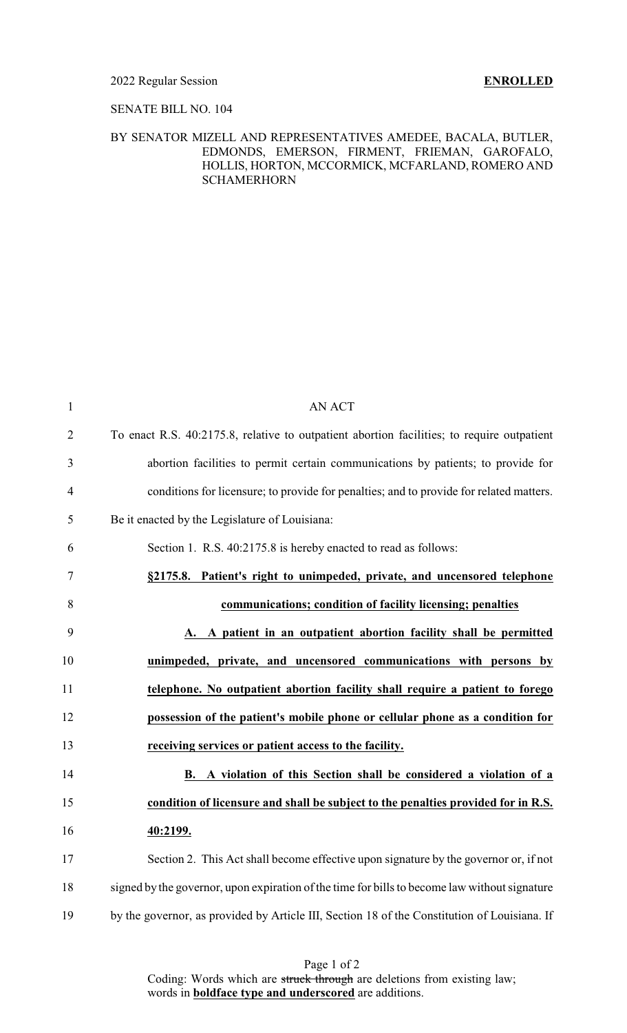2022 Regular Session **ENROLLED**

SENATE BILL NO. 104

BY SENATOR MIZELL AND REPRESENTATIVES AMEDEE, BACALA, BUTLER, EDMONDS, EMERSON, FIRMENT, FRIEMAN, GAROFALO, HOLLIS, HORTON, MCCORMICK, MCFARLAND, ROMERO AND SCHAMERHORN

AN ACT

To enact R.S. 40:2175.8, relative to outpatient abortion facilities; to require outpatient abortion facilities to permit certain communications by patients; to provide for conditions for licensure; to provide for penalties; and to provide for related matters.

Be it enacted by the Legislature of Louisiana:

Section 1. R.S. 40:2175.8 is hereby enacted to read as follows:

**§2175.8. Patient's right to unimpeded, private, and uncensored telephone communications; condition of facility licensing; penalties**

**A. A patient in an outpatient abortion facility shall be permitted unimpeded, private, and uncensored communications with persons by telephone. No outpatient abortion facility shall require a patient to forego possession of the patient's mobile phone or cellular phone as a condition for receiving services or patient access to the facility.**

**B. A violation of this Section shall be considered a violation of a condition of licensure and shall be subject to the penalties provided for in R.S. 40:2199.**

Section 2. This Act shall become effective upon signature by the governor or, if not signed by the governor, upon expiration of the time for bills to become law without signature by the governor, as provided by Article III, Section 18 of the Constitution of Louisiana. If

Coding: Words which are ~~struck through~~ are deletions from existing law; words in **boldface type and underscored** are additions.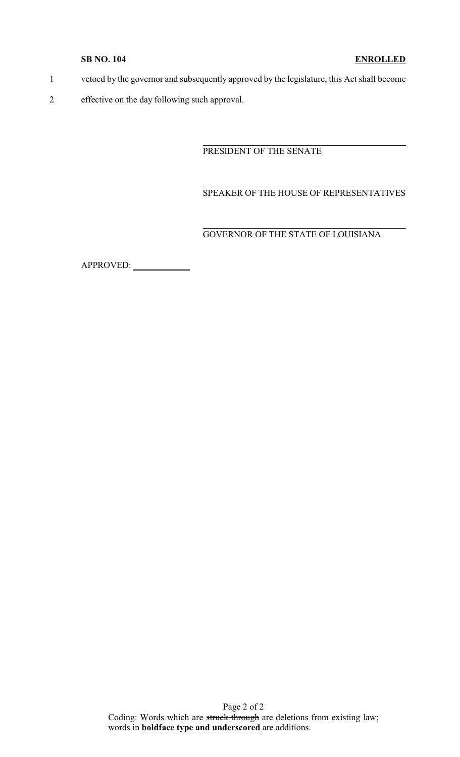vetoed by the governor and subsequently approved by the legislature, this Act shall become effective on the day following such approval.

PRESIDENT OF THE SENATE

SPEAKER OF THE HOUSE OF REPRESENTATIVES

GOVERNOR OF THE STATE OF LOUISIANA

APPROVED: ____________

Coding: Words which are ~~struck through~~ are deletions from existing law; words in **<u>boldface type and underscored</u>** are additions.